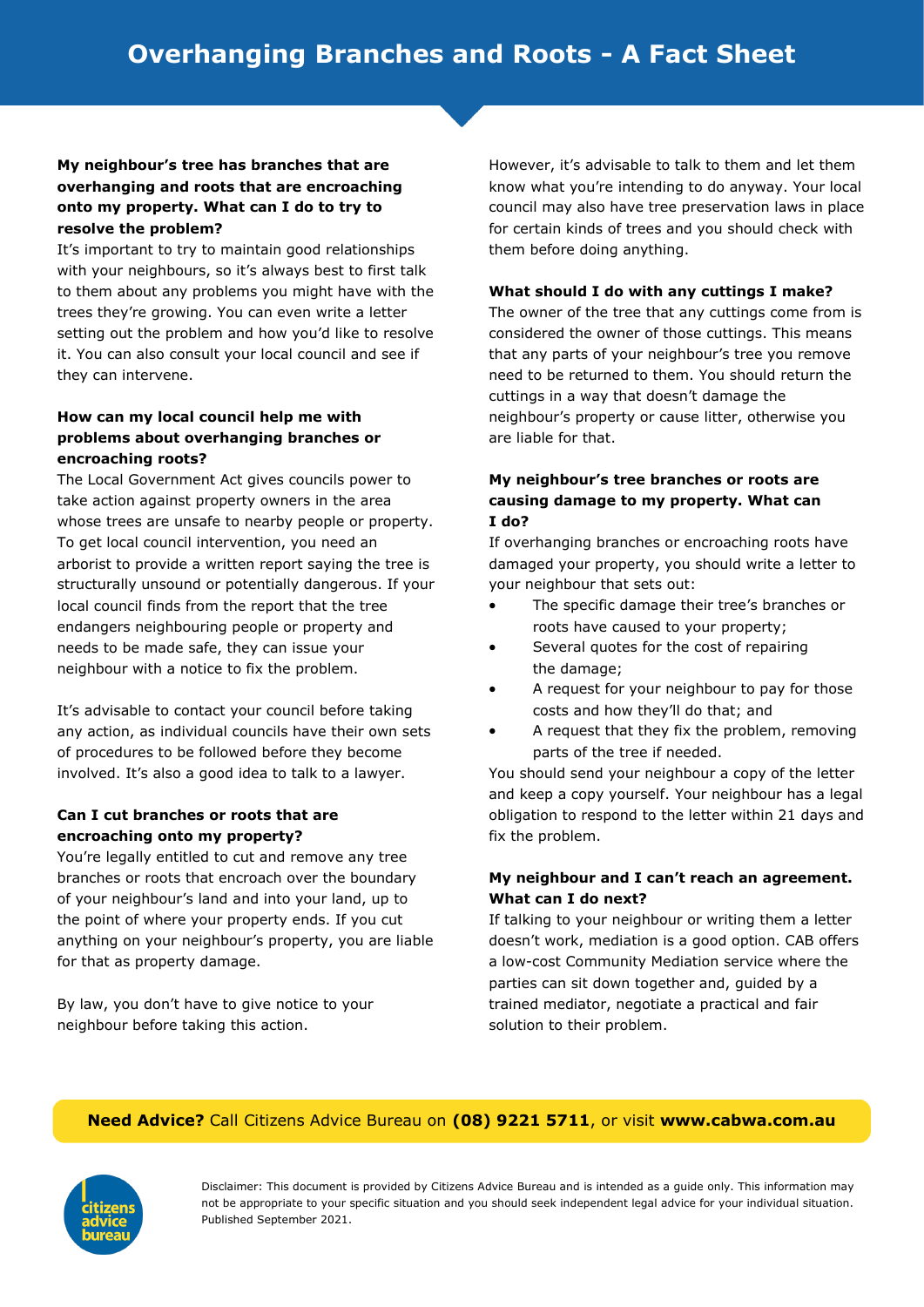# Overhanging Branches and Roots - A Fact Sheet

**My neighbour's tree has branches that are overhanging and roots that are encroaching onto my property. What can I do to try to resolve the problem?**

It's important to try to maintain good relationships with your neighbours, so it's always best to first talk to them about any problems you might have with the trees they're growing. You can even write a letter setting out the problem and how you'd like to resolve it. You can also consult your local council and see if they can intervene.

**How can my local council help me with problems about overhanging branches or encroaching roots?**

The Local Government Act gives councils power to take action against property owners in the area whose trees are unsafe to nearby people or property. To get local council intervention, you need an arborist to provide a written report saying the tree is structurally unsound or potentially dangerous. If your local council finds from the report that the tree endangers neighbouring people or property and needs to be made safe, they can issue your neighbour with a notice to fix the problem.

It's advisable to contact your council before taking any action, as individual councils have their own sets of procedures to be followed before they become involved. It's also a good idea to talk to a lawyer.

**Can I cut branches or roots that are encroaching onto my property?**

You're legally entitled to cut and remove any tree branches or roots that encroach over the boundary of your neighbour's land and into your land, up to the point of where your property ends. If you cut anything on your neighbour's property, you are liable for that as property damage.

By law, you don't have to give notice to your neighbour before taking this action.

However, it's advisable to talk to them and let them know what you're intending to do anyway. Your local council may also have tree preservation laws in place for certain kinds of trees and you should check with them before doing anything.

**What should I do with any cuttings I make?**

The owner of the tree that any cuttings come from is considered the owner of those cuttings. This means that any parts of your neighbour's tree you remove need to be returned to them. You should return the cuttings in a way that doesn't damage the neighbour's property or cause litter, otherwise you are liable for that.

**My neighbour's tree branches or roots are causing damage to my property. What can I do?**

If overhanging branches or encroaching roots have damaged your property, you should write a letter to your neighbour that sets out:

- The specific damage their tree's branches or roots have caused to your property;
- Several quotes for the cost of repairing the damage;
- A request for your neighbour to pay for those costs and how they'll do that; and
- A request that they fix the problem, removing parts of the tree if needed.

You should send your neighbour a copy of the letter and keep a copy yourself. Your neighbour has a legal obligation to respond to the letter within 21 days and fix the problem.

**My neighbour and I can't reach an agreement. What can I do next?**

If talking to your neighbour or writing them a letter doesn't work, mediation is a good option. CAB offers a low-cost Community Mediation service where the parties can sit down together and, guided by a trained mediator, negotiate a practical and fair solution to their problem.

**Need Advice?** Call Citizens Advice Bureau on **(08) 9221 5711**, or visit **www.cabwa.com.au**

Disclaimer: This document is provided by Citizens Advice Bureau and is intended as a guide only. This information may not be appropriate to your specific situation and you should seek independent legal advice for your individual situation. Published September 2021.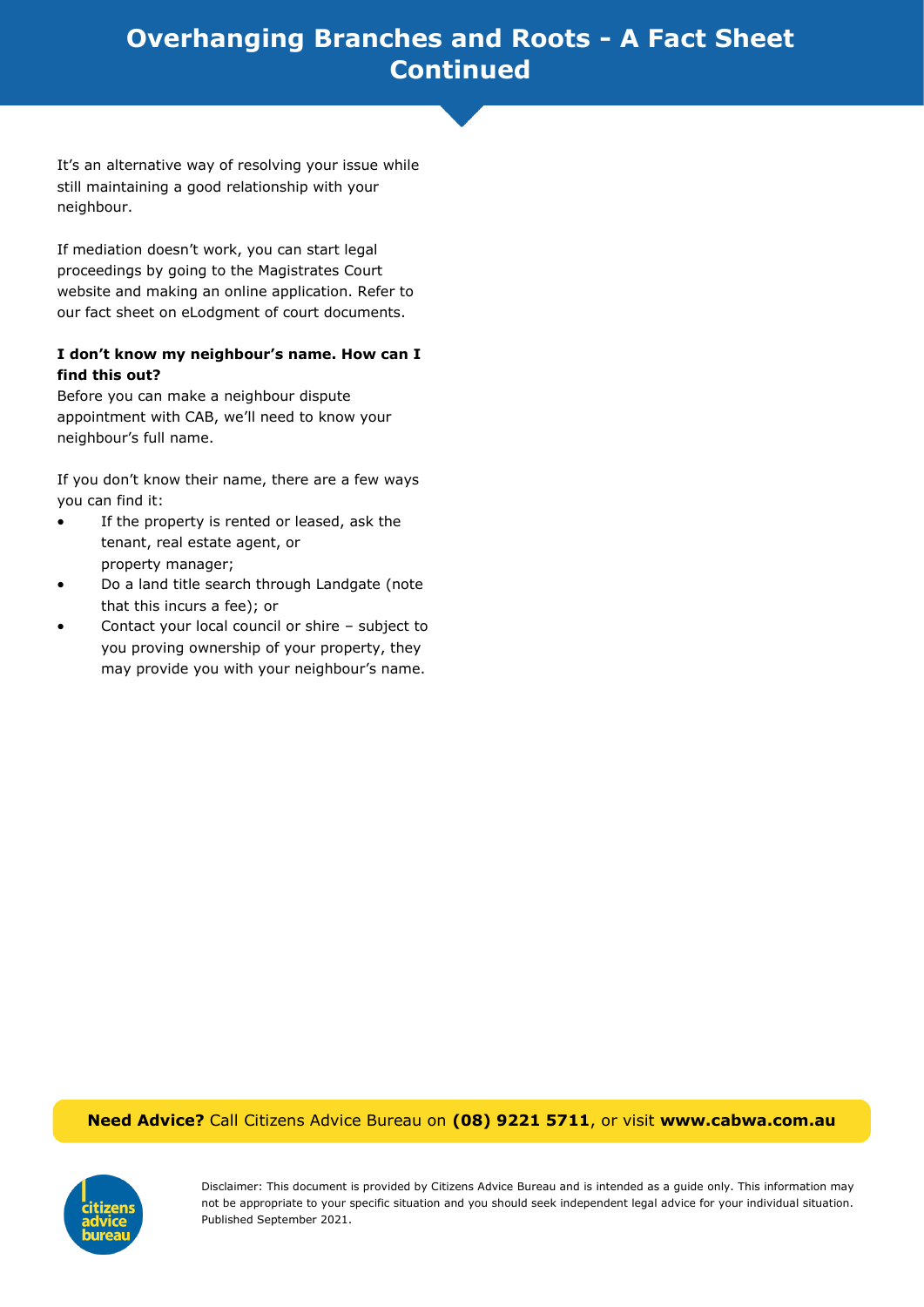# Overhanging Branches and Roots - A Fact Sheet Continued

It's an alternative way of resolving your issue while still maintaining a good relationship with your neighbour.

If mediation doesn't work, you can start legal proceedings by going to the Magistrates Court website and making an online application. Refer to our fact sheet on eLodgment of court documents.

**I don't know my neighbour's name. How can I find this out?**

Before you can make a neighbour dispute appointment with CAB, we'll need to know your neighbour's full name.

If you don't know their name, there are a few ways you can find it:

- If the property is rented or leased, ask the tenant, real estate agent, or property manager;
- Do a land title search through Landgate (note that this incurs a fee); or
- Contact your local council or shire – subject to you proving ownership of your property, they may provide you with your neighbour's name.

**Need Advice?** Call Citizens Advice Bureau on **(08) 9221 5711**, or visit **www.cabwa.com.au**

Disclaimer: This document is provided by Citizens Advice Bureau and is intended as a guide only. This information may not be appropriate to your specific situation and you should seek independent legal advice for your individual situation. Published September 2021.